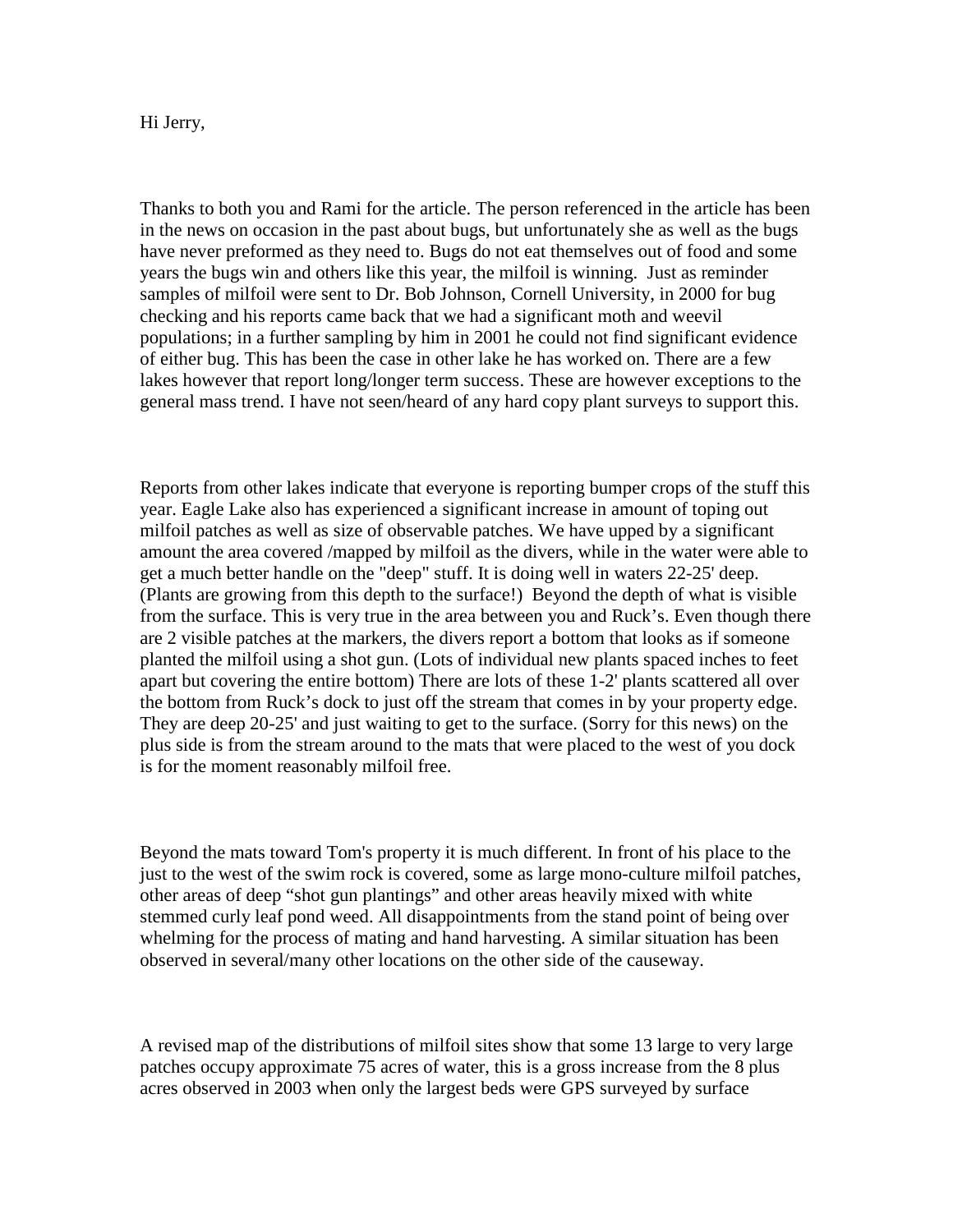Hi Jerry,

Thanks to both you and Rami for the article. The person referenced in the article has been in the news on occasion in the past about bugs, but unfortunately she as well as the bugs have never preformed as they need to. Bugs do not eat themselves out of food and some years the bugs win and others like this year, the milfoil is winning. Just as reminder samples of milfoil were sent to Dr. Bob Johnson, Cornell University, in 2000 for bug checking and his reports came back that we had a significant moth and weevil populations; in a further sampling by him in 2001 he could not find significant evidence of either bug. This has been the case in other lake he has worked on. There are a few lakes however that report long/longer term success. These are however exceptions to the general mass trend. I have not seen/heard of any hard copy plant surveys to support this.

Reports from other lakes indicate that everyone is reporting bumper crops of the stuff this year. Eagle Lake also has experienced a significant increase in amount of toping out milfoil patches as well as size of observable patches. We have upped by a significant amount the area covered /mapped by milfoil as the divers, while in the water were able to get a much better handle on the "deep" stuff. It is doing well in waters 22-25' deep. (Plants are growing from this depth to the surface!) Beyond the depth of what is visible from the surface. This is very true in the area between you and Ruck's. Even though there are 2 visible patches at the markers, the divers report a bottom that looks as if someone planted the milfoil using a shot gun. (Lots of individual new plants spaced inches to feet apart but covering the entire bottom) There are lots of these 1-2' plants scattered all over the bottom from Ruck's dock to just off the stream that comes in by your property edge. They are deep 20-25' and just waiting to get to the surface. (Sorry for this news) on the plus side is from the stream around to the mats that were placed to the west of you dock is for the moment reasonably milfoil free.

Beyond the mats toward Tom's property it is much different. In front of his place to the just to the west of the swim rock is covered, some as large mono-culture milfoil patches, other areas of deep "shot gun plantings" and other areas heavily mixed with white stemmed curly leaf pond weed. All disappointments from the stand point of being over whelming for the process of mating and hand harvesting. A similar situation has been observed in several/many other locations on the other side of the causeway.

A revised map of the distributions of milfoil sites show that some 13 large to very large patches occupy approximate 75 acres of water, this is a gross increase from the 8 plus acres observed in 2003 when only the largest beds were GPS surveyed by surface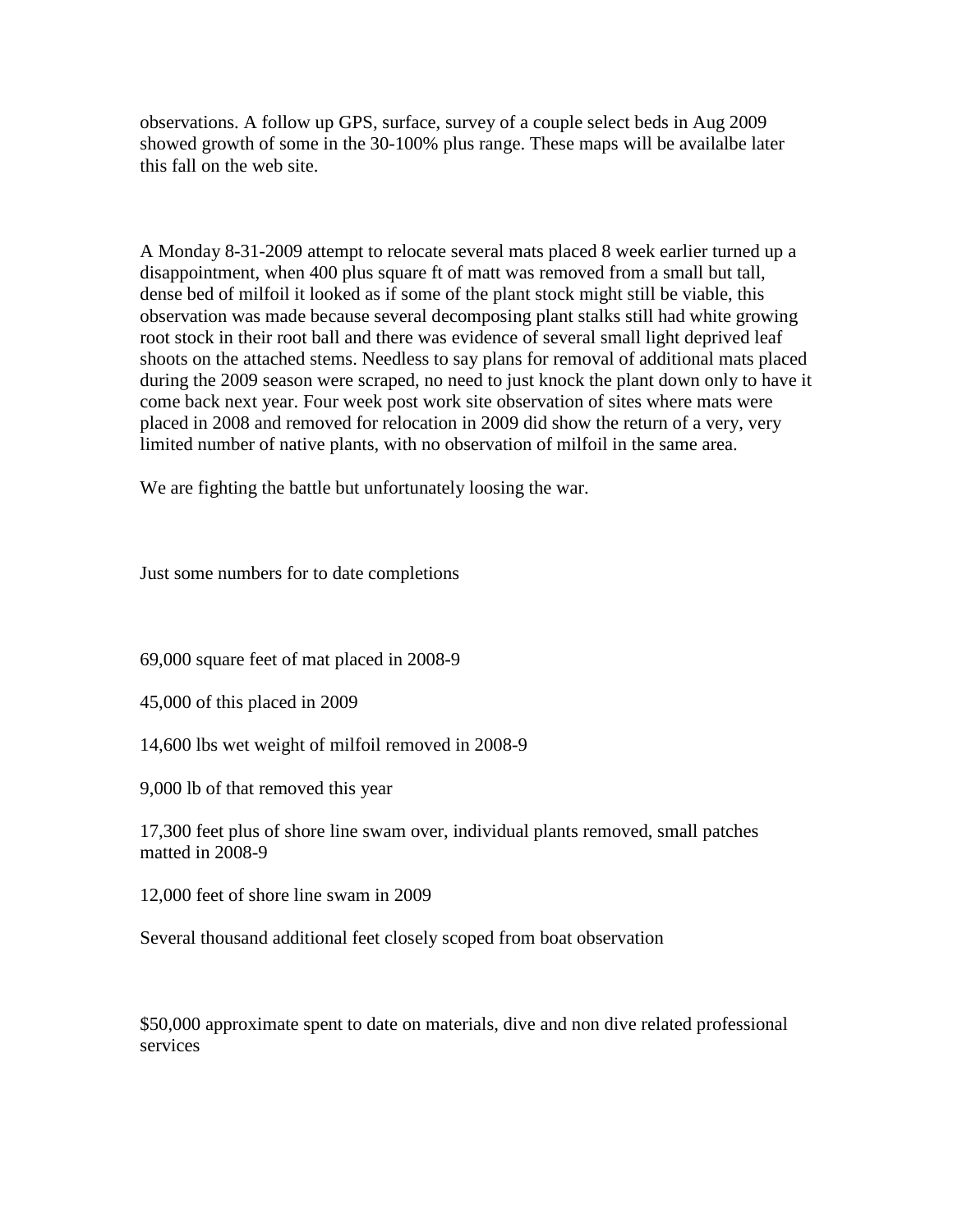observations. A follow up GPS, surface, survey of a couple select beds in Aug 2009 showed growth of some in the 30-100% plus range. These maps will be availalbe later this fall on the web site.

A Monday 8-31-2009 attempt to relocate several mats placed 8 week earlier turned up a disappointment, when 400 plus square ft of matt was removed from a small but tall, dense bed of milfoil it looked as if some of the plant stock might still be viable, this observation was made because several decomposing plant stalks still had white growing root stock in their root ball and there was evidence of several small light deprived leaf shoots on the attached stems. Needless to say plans for removal of additional mats placed during the 2009 season were scraped, no need to just knock the plant down only to have it come back next year. Four week post work site observation of sites where mats were placed in 2008 and removed for relocation in 2009 did show the return of a very, very limited number of native plants, with no observation of milfoil in the same area.

We are fighting the battle but unfortunately loosing the war.

Just some numbers for to date completions

69,000 square feet of mat placed in 2008-9

45,000 of this placed in 2009

14,600 lbs wet weight of milfoil removed in 2008-9

9,000 lb of that removed this year

17,300 feet plus of shore line swam over, individual plants removed, small patches matted in 2008-9

12,000 feet of shore line swam in 2009

Several thousand additional feet closely scoped from boat observation

$50,000 approximate spent to date on materials, dive and non dive related professional services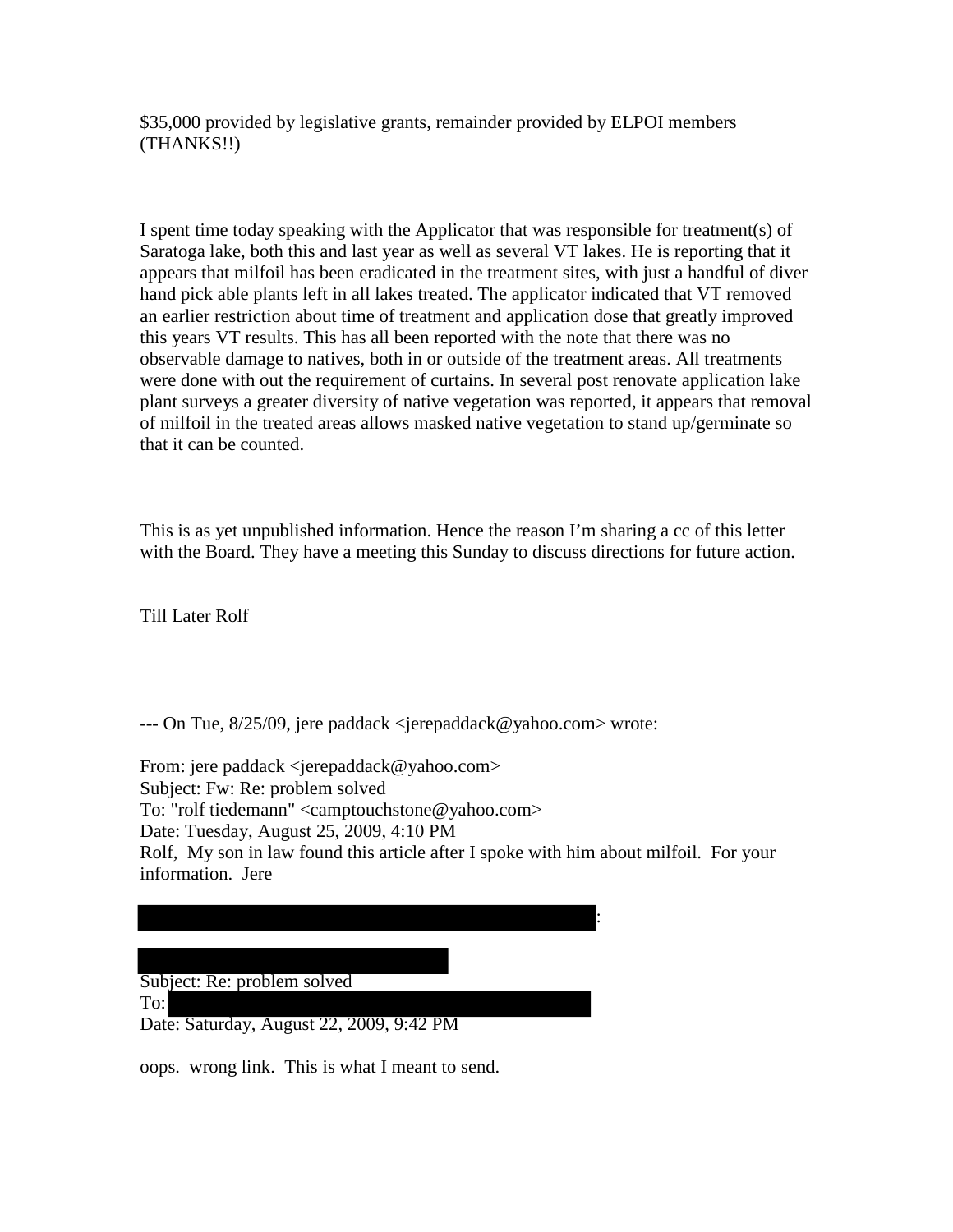$35,000 provided by legislative grants, remainder provided by ELPOI members (THANKS!!)

I spent time today speaking with the Applicator that was responsible for treatment(s) of Saratoga lake, both this and last year as well as several VT lakes. He is reporting that it appears that milfoil has been eradicated in the treatment sites, with just a handful of diver hand pick able plants left in all lakes treated. The applicator indicated that VT removed an earlier restriction about time of treatment and application dose that greatly improved this years VT results. This has all been reported with the note that there was no observable damage to natives, both in or outside of the treatment areas. All treatments were done with out the requirement of curtains. In several post renovate application lake plant surveys a greater diversity of native vegetation was reported, it appears that removal of milfoil in the treated areas allows masked native vegetation to stand up/germinate so that it can be counted.

This is as yet unpublished information. Hence the reason I'm sharing a cc of this letter with the Board. They have a meeting this Sunday to discuss directions for future action.

Till Later Rolf

--- On Tue, 8/25/09, jere paddack <jerepaddack@yahoo.com> wrote:

From: jere paddack <jerepaddack@yahoo.com>
Subject: Fw: Re: problem solved
To: "rolf tiedemann" <camptouchstone@yahoo.com>
Date: Tuesday, August 25, 2009, 4:10 PM
Rolf, My son in law found this article after I spoke with him about milfoil. For your information. Jere

[REDACTED]:

[REDACTED]
Subject: Re: problem solved
To: [REDACTED]
Date: Saturday, August 22, 2009, 9:42 PM

oops. wrong link. This is what I meant to send.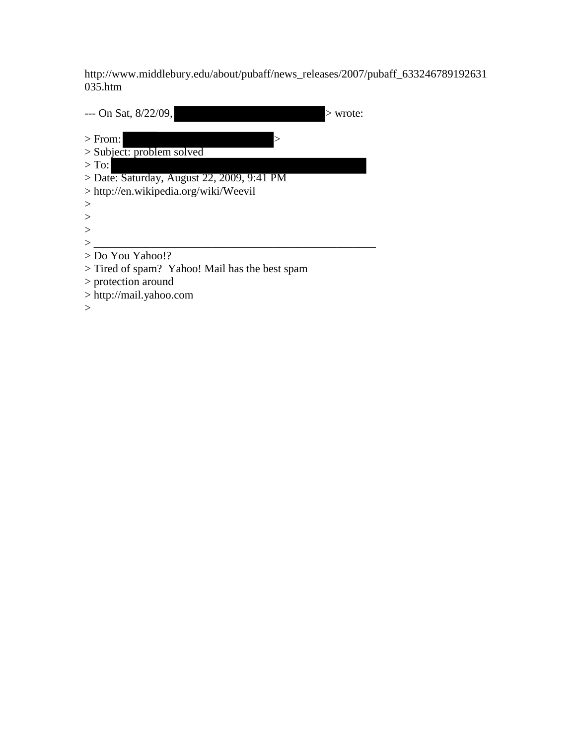http://www.middlebury.edu/about/pubaff/news_releases/2007/pubaff_633246789192631035.htm

--- On Sat, 8/22/09, [REDACTED] > wrote:

> From: [REDACTED] >
> Subject: problem solved
> To: [REDACTED]
> Date: Saturday, August 22, 2009, 9:41 PM
> http://en.wikipedia.org/wiki/Weevil
>
>
>
> ____________________________________________________
> Do You Yahoo!?
> Tired of spam?  Yahoo! Mail has the best spam
> protection around
> http://mail.yahoo.com
>